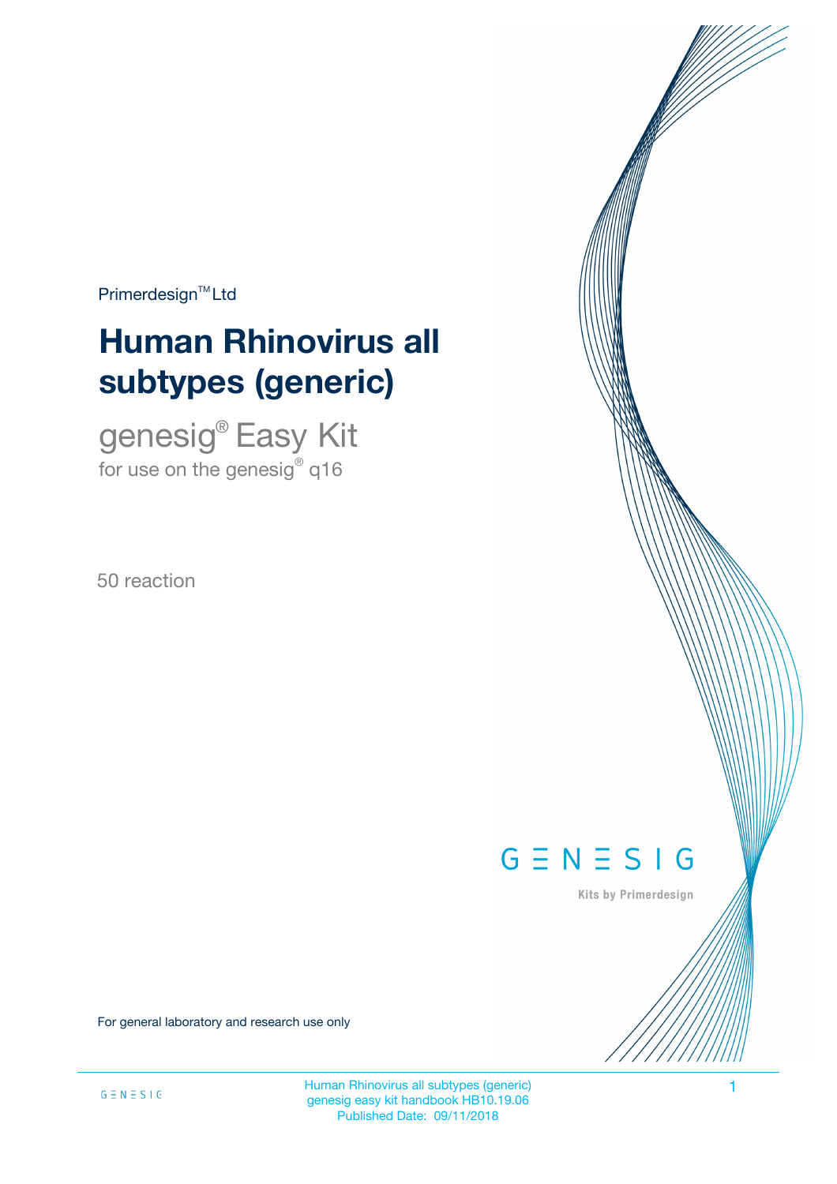Primerdesign™ Ltd

# Human Rhinovirus all subtypes (generic)

## genesig® Easy Kit

for use on the genesig® q16

50 reaction

GENESIG

Kits by Primerdesign

For general laboratory and research use only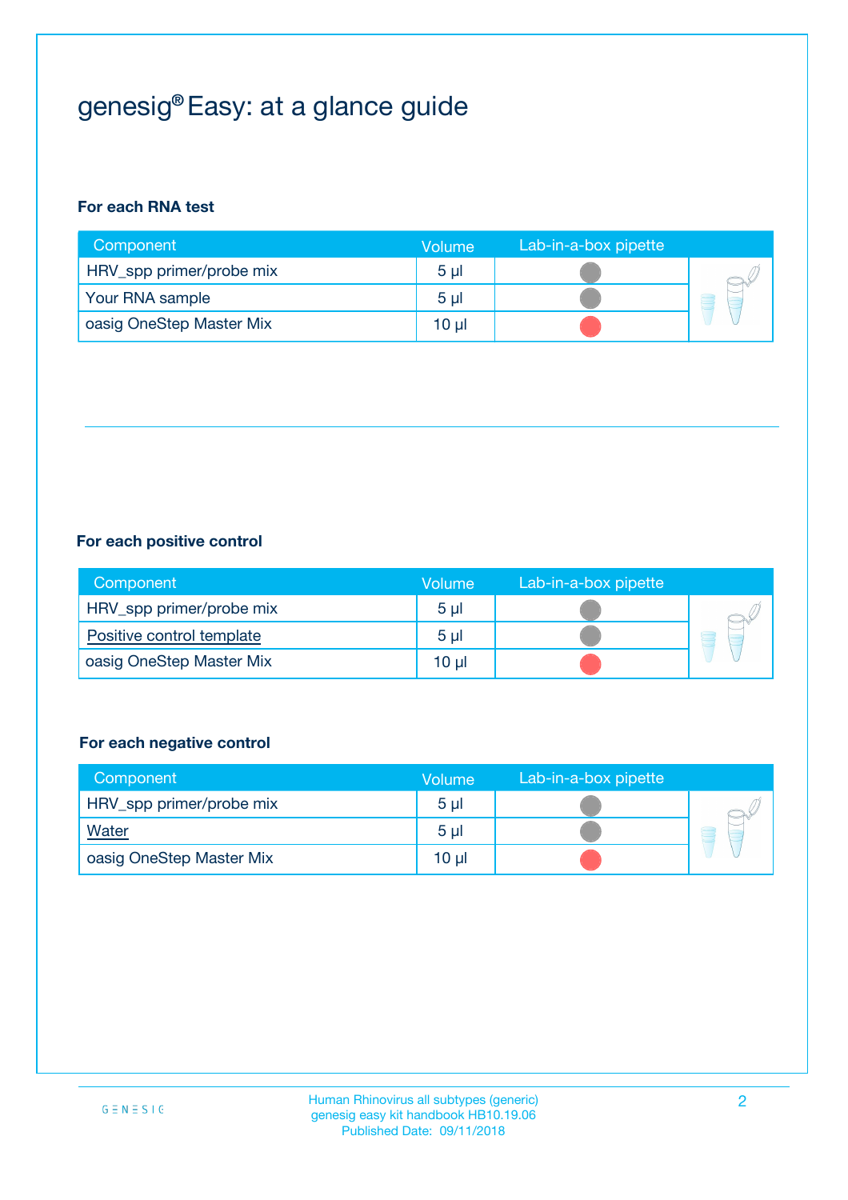# genesig® Easy: at a glance guide

**For each RNA test**

| Component | Volume | Lab-in-a-box pipette |
|---|---|---|
| HRV_spp primer/probe mix | 5 µl | |
| Your RNA sample | 5 µl | |
| oasig OneStep Master Mix | 10 µl | |

**For each positive control**

| Component | Volume | Lab-in-a-box pipette |
|---|---|---|
| HRV_spp primer/probe mix | 5 µl | |
| Positive control template | 5 µl | |
| oasig OneStep Master Mix | 10 µl | |

**For each negative control**

| Component | Volume | Lab-in-a-box pipette |
|---|---|---|
| HRV_spp primer/probe mix | 5 µl | |
| Water | 5 µl | |
| oasig OneStep Master Mix | 10 µl | |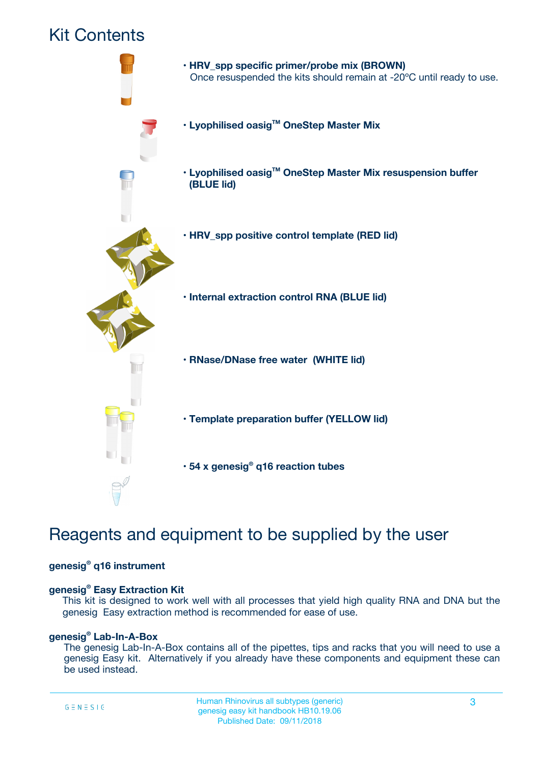# Kit Contents

- **HRV_spp specific primer/probe mix (BROWN)**
  Once resuspended the kits should remain at -20ºC until ready to use.
- **Lyophilised oasig™ OneStep Master Mix**
- **Lyophilised oasig™ OneStep Master Mix resuspension buffer (BLUE lid)**
- **HRV_spp positive control template (RED lid)**
- **Internal extraction control RNA (BLUE lid)**
- **RNase/DNase free water (WHITE lid)**
- **Template preparation buffer (YELLOW lid)**
- **54 x genesig® q16 reaction tubes**

# Reagents and equipment to be supplied by the user

**genesig® q16 instrument**

**genesig® Easy Extraction Kit**

This kit is designed to work well with all processes that yield high quality RNA and DNA but the genesig Easy extraction method is recommended for ease of use.

**genesig® Lab-In-A-Box**

The genesig Lab-In-A-Box contains all of the pipettes, tips and racks that you will need to use a genesig Easy kit. Alternatively if you already have these components and equipment these can be used instead.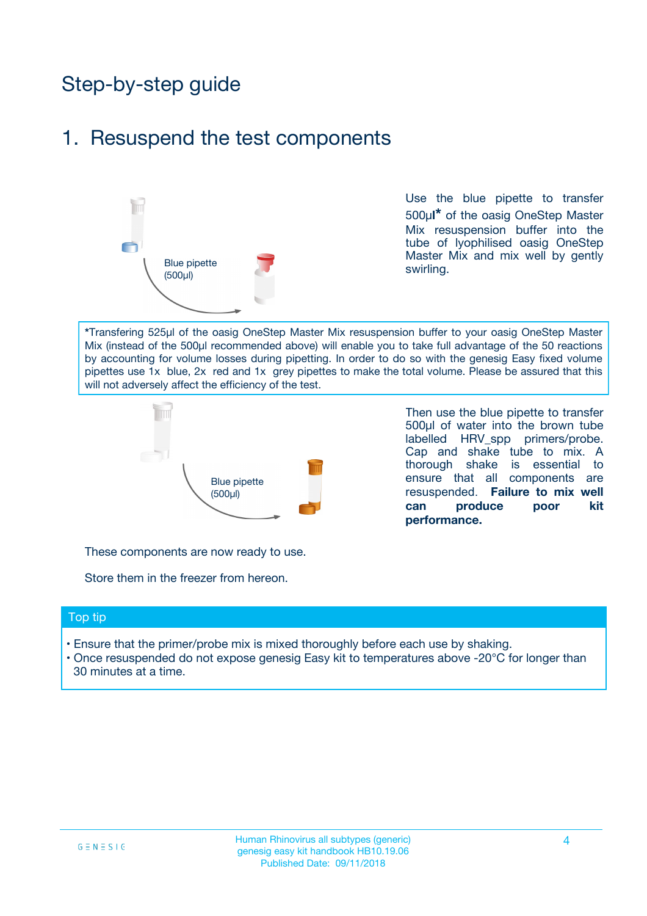# Step-by-step guide

## 1. Resuspend the test components

Blue pipette (500µl)

Use the blue pipette to transfer 500µl* of the oasig OneStep Master Mix resuspension buffer into the tube of lyophilised oasig OneStep Master Mix and mix well by gently swirling.

*Transfering 525µl of the oasig OneStep Master Mix resuspension buffer to your oasig OneStep Master Mix (instead of the 500µl recommended above) will enable you to take full advantage of the 50 reactions by accounting for volume losses during pipetting. In order to do so with the genesig Easy fixed volume pipettes use 1x blue, 2x red and 1x grey pipettes to make the total volume. Please be assured that this will not adversely affect the efficiency of the test.

Blue pipette (500µl)

Then use the blue pipette to transfer 500µl of water into the brown tube labelled HRV_spp primers/probe. Cap and shake tube to mix. A thorough shake is essential to ensure that all components are resuspended. **Failure to mix well can produce poor kit performance.**

These components are now ready to use.

Store them in the freezer from hereon.

### Top tip

- Ensure that the primer/probe mix is mixed thoroughly before each use by shaking.
- Once resuspended do not expose genesig Easy kit to temperatures above -20°C for longer than 30 minutes at a time.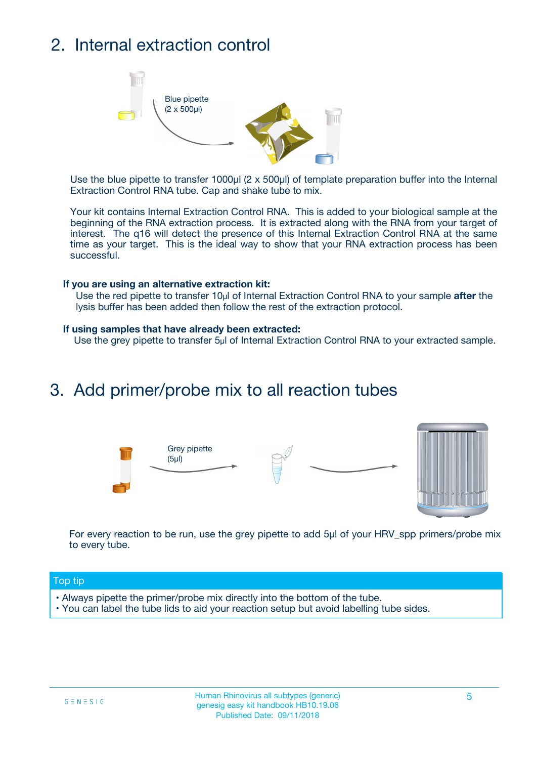## 2. Internal extraction control

Blue pipette
(2 x 500µl)

Use the blue pipette to transfer 1000µl (2 x 500µl) of template preparation buffer into the Internal Extraction Control RNA tube. Cap and shake tube to mix.

Your kit contains Internal Extraction Control RNA. This is added to your biological sample at the beginning of the RNA extraction process. It is extracted along with the RNA from your target of interest. The q16 will detect the presence of this Internal Extraction Control RNA at the same time as your target. This is the ideal way to show that your RNA extraction process has been successful.

**If you are using an alternative extraction kit:**
Use the red pipette to transfer 10µl of Internal Extraction Control RNA to your sample **after** the lysis buffer has been added then follow the rest of the extraction protocol.

**If using samples that have already been extracted:**
Use the grey pipette to transfer 5µl of Internal Extraction Control RNA to your extracted sample.

## 3. Add primer/probe mix to all reaction tubes

Grey pipette
(5µl)

For every reaction to be run, use the grey pipette to add 5µl of your HRV_spp primers/probe mix to every tube.

**Top tip**

- Always pipette the primer/probe mix directly into the bottom of the tube.
- You can label the tube lids to aid your reaction setup but avoid labelling tube sides.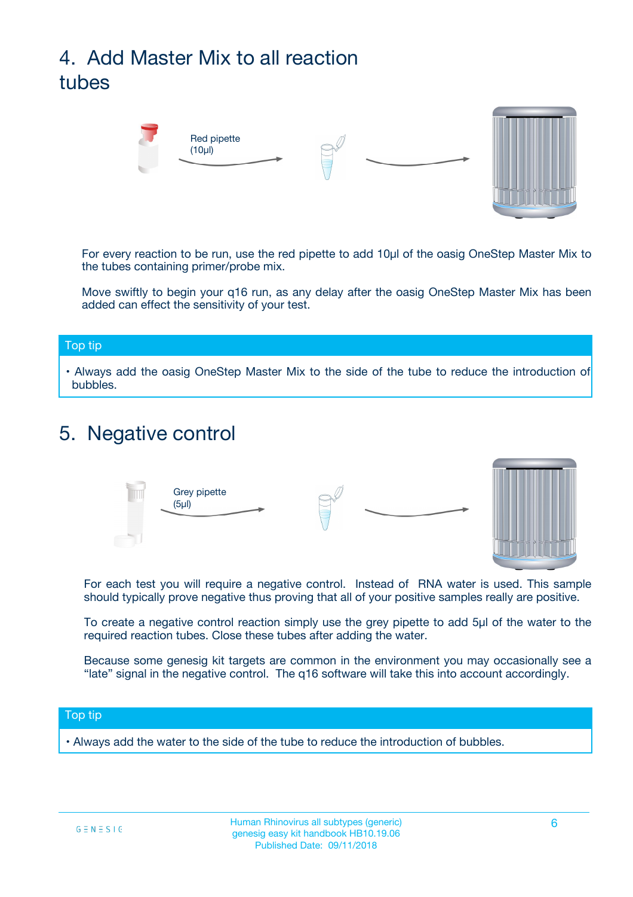# 4. Add Master Mix to all reaction tubes

Red pipette (10µl)

For every reaction to be run, use the red pipette to add 10µl of the oasig OneStep Master Mix to the tubes containing primer/probe mix.

Move swiftly to begin your q16 run, as any delay after the oasig OneStep Master Mix has been added can effect the sensitivity of your test.

**Top tip**

- Always add the oasig OneStep Master Mix to the side of the tube to reduce the introduction of bubbles.

# 5. Negative control

Grey pipette (5µl)

For each test you will require a negative control. Instead of RNA water is used. This sample should typically prove negative thus proving that all of your positive samples really are positive.

To create a negative control reaction simply use the grey pipette to add 5µl of the water to the required reaction tubes. Close these tubes after adding the water.

Because some genesig kit targets are common in the environment you may occasionally see a "late" signal in the negative control. The q16 software will take this into account accordingly.

**Top tip**

- Always add the water to the side of the tube to reduce the introduction of bubbles.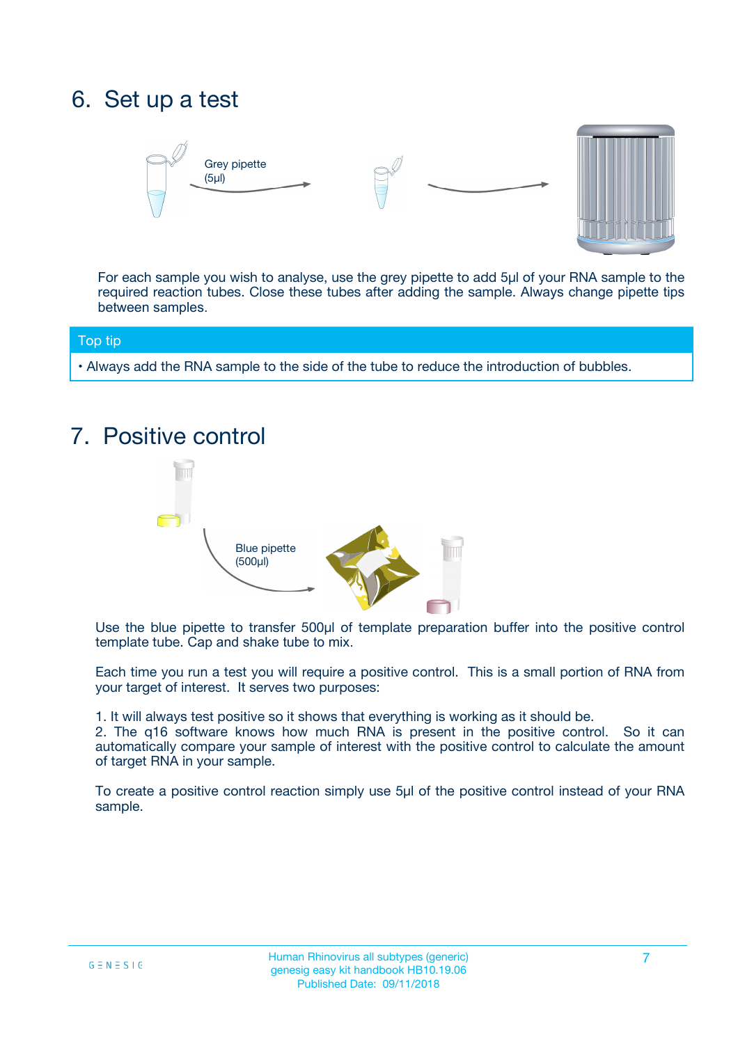# 6. Set up a test

Grey pipette (5µl)

For each sample you wish to analyse, use the grey pipette to add 5µl of your RNA sample to the required reaction tubes. Close these tubes after adding the sample. Always change pipette tips between samples.

**Top tip**

- Always add the RNA sample to the side of the tube to reduce the introduction of bubbles.

# 7. Positive control

Blue pipette (500µl)

Use the blue pipette to transfer 500µl of template preparation buffer into the positive control template tube. Cap and shake tube to mix.

Each time you run a test you will require a positive control. This is a small portion of RNA from your target of interest. It serves two purposes:

1. It will always test positive so it shows that everything is working as it should be.
2. The q16 software knows how much RNA is present in the positive control. So it can automatically compare your sample of interest with the positive control to calculate the amount of target RNA in your sample.

To create a positive control reaction simply use 5µl of the positive control instead of your RNA sample.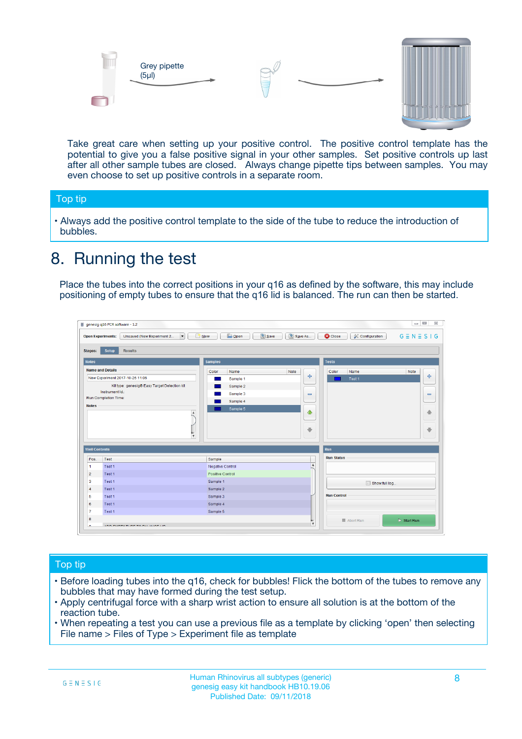Grey pipette (5µl)

Take great care when setting up your positive control. The positive control template has the potential to give you a false positive signal in your other samples. Set positive controls up last after all other sample tubes are closed. Always change pipette tips between samples. You may even choose to set up positive controls in a separate room.

## Top tip

- Always add the positive control template to the side of the tube to reduce the introduction of bubbles.

# 8. Running the test

Place the tubes into the correct positions in your q16 as defined by the software, this may include positioning of empty tubes to ensure that the q16 lid is balanced. The run can then be started.

## Top tip

- Before loading tubes into the q16, check for bubbles! Flick the bottom of the tubes to remove any bubbles that may have formed during the test setup.
- Apply centrifugal force with a sharp wrist action to ensure all solution is at the bottom of the reaction tube.
- When repeating a test you can use a previous file as a template by clicking 'open' then selecting File name > Files of Type > Experiment file as template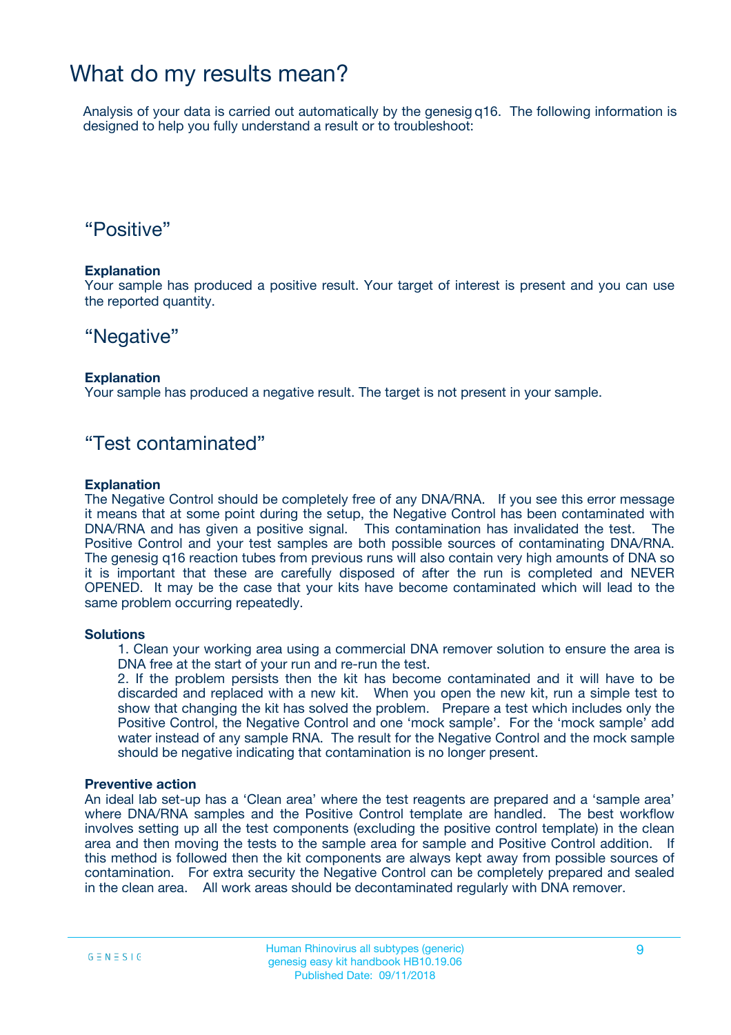# What do my results mean?

Analysis of your data is carried out automatically by the genesig q16. The following information is designed to help you fully understand a result or to troubleshoot:

## “Positive”

**Explanation**

Your sample has produced a positive result. Your target of interest is present and you can use the reported quantity.

## “Negative”

**Explanation**

Your sample has produced a negative result. The target is not present in your sample.

## “Test contaminated”

**Explanation**

The Negative Control should be completely free of any DNA/RNA. If you see this error message it means that at some point during the setup, the Negative Control has been contaminated with DNA/RNA and has given a positive signal. This contamination has invalidated the test. The Positive Control and your test samples are both possible sources of contaminating DNA/RNA. The genesig q16 reaction tubes from previous runs will also contain very high amounts of DNA so it is important that these are carefully disposed of after the run is completed and NEVER OPENED. It may be the case that your kits have become contaminated which will lead to the same problem occurring repeatedly.

**Solutions**

1. Clean your working area using a commercial DNA remover solution to ensure the area is DNA free at the start of your run and re-run the test.
2. If the problem persists then the kit has become contaminated and it will have to be discarded and replaced with a new kit. When you open the new kit, run a simple test to show that changing the kit has solved the problem. Prepare a test which includes only the Positive Control, the Negative Control and one ‘mock sample’. For the ‘mock sample’ add water instead of any sample RNA. The result for the Negative Control and the mock sample should be negative indicating that contamination is no longer present.

**Preventive action**

An ideal lab set-up has a ‘Clean area’ where the test reagents are prepared and a ‘sample area’ where DNA/RNA samples and the Positive Control template are handled. The best workflow involves setting up all the test components (excluding the positive control template) in the clean area and then moving the tests to the sample area for sample and Positive Control addition. If this method is followed then the kit components are always kept away from possible sources of contamination. For extra security the Negative Control can be completely prepared and sealed in the clean area. All work areas should be decontaminated regularly with DNA remover.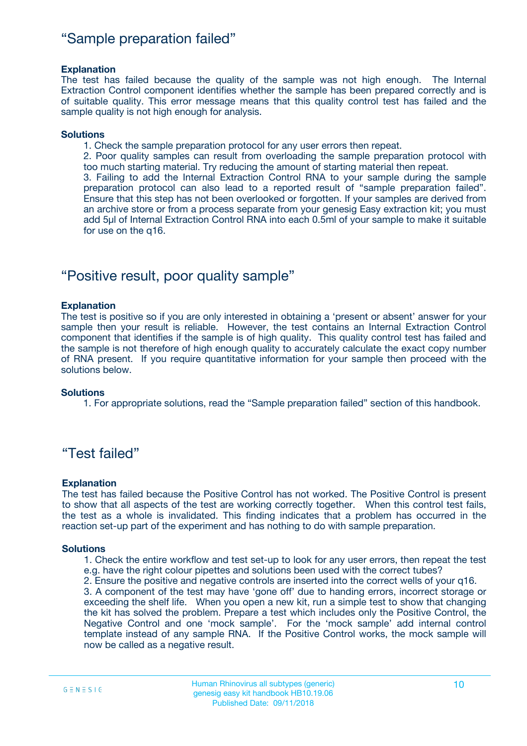## "Sample preparation failed"

**Explanation**

The test has failed because the quality of the sample was not high enough. The Internal Extraction Control component identifies whether the sample has been prepared correctly and is of suitable quality. This error message means that this quality control test has failed and the sample quality is not high enough for analysis.

**Solutions**

1. Check the sample preparation protocol for any user errors then repeat.
2. Poor quality samples can result from overloading the sample preparation protocol with too much starting material. Try reducing the amount of starting material then repeat.
3. Failing to add the Internal Extraction Control RNA to your sample during the sample preparation protocol can also lead to a reported result of "sample preparation failed". Ensure that this step has not been overlooked or forgotten. If your samples are derived from an archive store or from a process separate from your genesig Easy extraction kit; you must add 5µl of Internal Extraction Control RNA into each 0.5ml of your sample to make it suitable for use on the q16.

## "Positive result, poor quality sample"

**Explanation**

The test is positive so if you are only interested in obtaining a 'present or absent' answer for your sample then your result is reliable. However, the test contains an Internal Extraction Control component that identifies if the sample is of high quality. This quality control test has failed and the sample is not therefore of high enough quality to accurately calculate the exact copy number of RNA present. If you require quantitative information for your sample then proceed with the solutions below.

**Solutions**

1. For appropriate solutions, read the "Sample preparation failed" section of this handbook.

## "Test failed"

**Explanation**

The test has failed because the Positive Control has not worked. The Positive Control is present to show that all aspects of the test are working correctly together. When this control test fails, the test as a whole is invalidated. This finding indicates that a problem has occurred in the reaction set-up part of the experiment and has nothing to do with sample preparation.

**Solutions**

1. Check the entire workflow and test set-up to look for any user errors, then repeat the test e.g. have the right colour pipettes and solutions been used with the correct tubes?
2. Ensure the positive and negative controls are inserted into the correct wells of your q16.
3. A component of the test may have 'gone off' due to handing errors, incorrect storage or exceeding the shelf life. When you open a new kit, run a simple test to show that changing the kit has solved the problem. Prepare a test which includes only the Positive Control, the Negative Control and one 'mock sample'. For the 'mock sample' add internal control template instead of any sample RNA. If the Positive Control works, the mock sample will now be called as a negative result.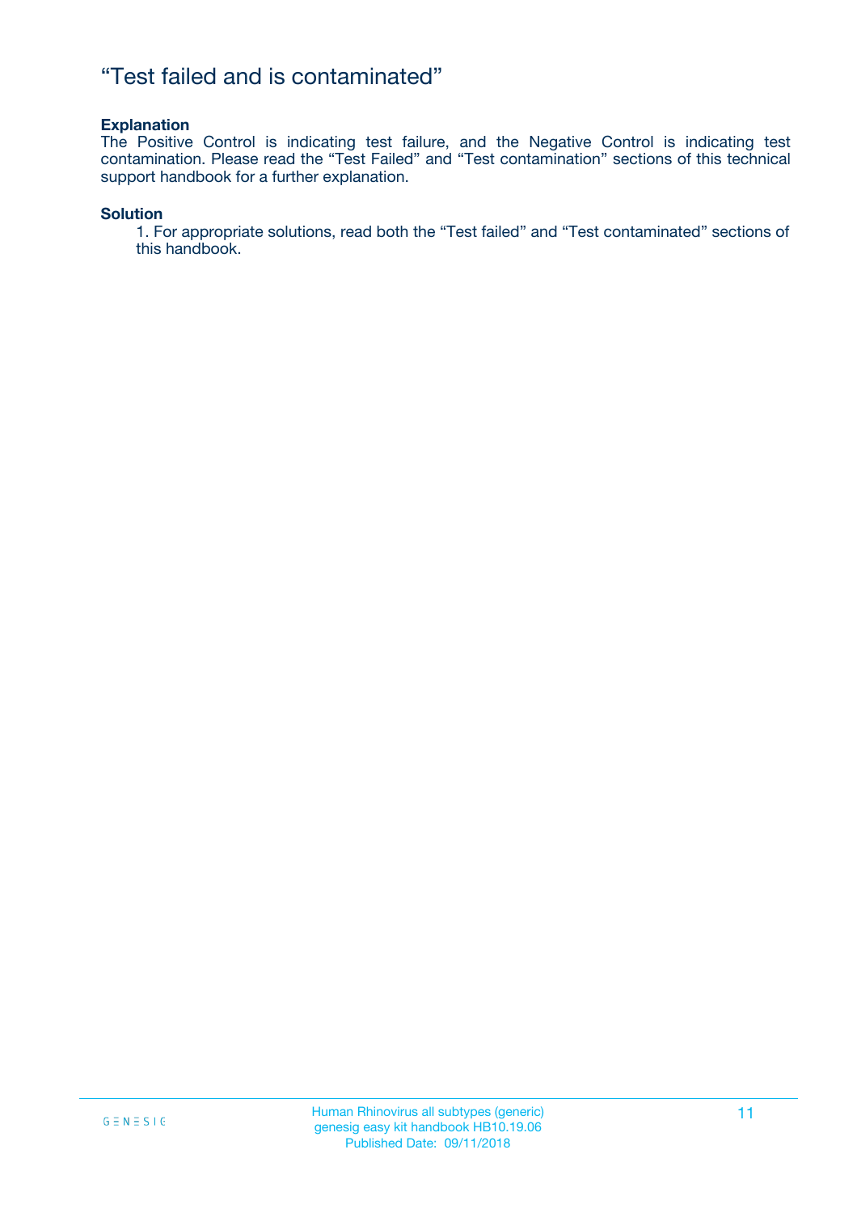# "Test failed and is contaminated"

**Explanation**

The Positive Control is indicating test failure, and the Negative Control is indicating test contamination. Please read the "Test Failed" and "Test contamination" sections of this technical support handbook for a further explanation.

**Solution**

1. For appropriate solutions, read both the "Test failed" and "Test contaminated" sections of this handbook.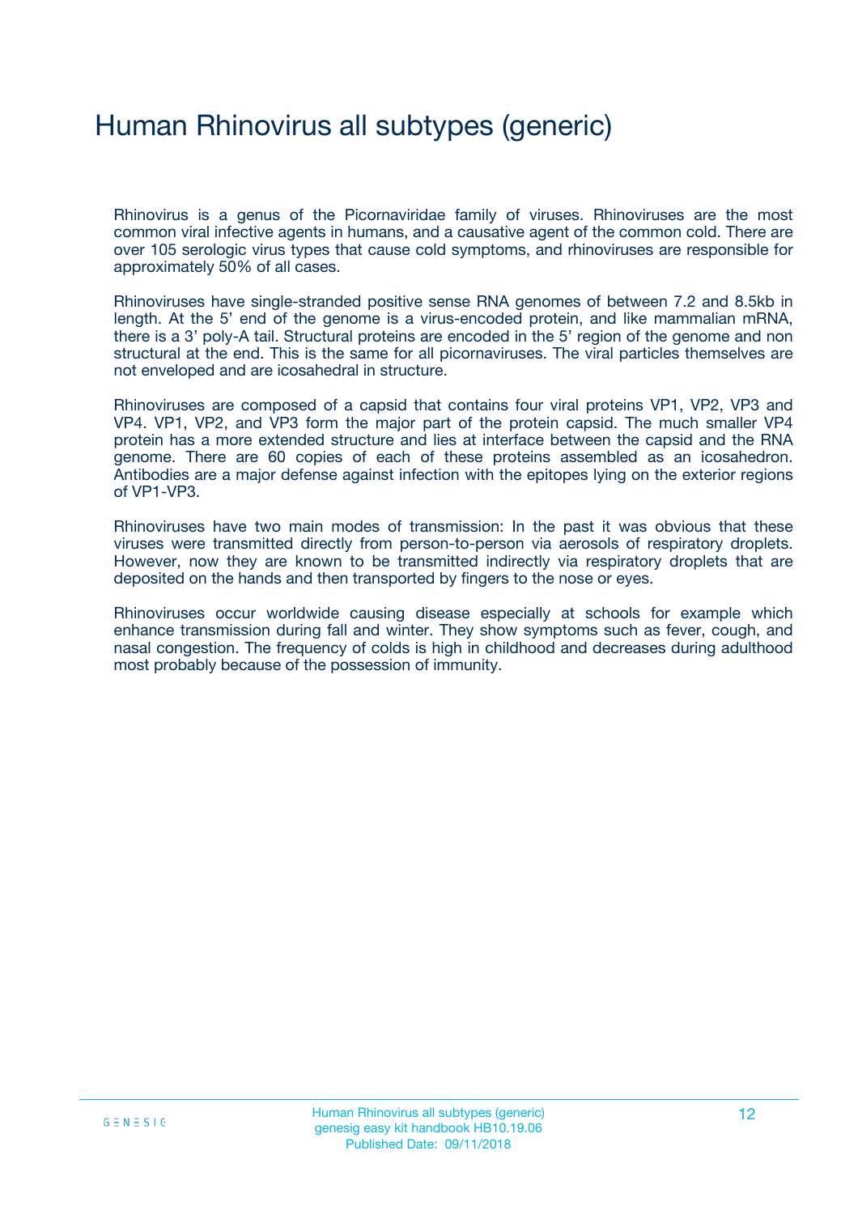# Human Rhinovirus all subtypes (generic)

Rhinovirus is a genus of the Picornaviridae family of viruses. Rhinoviruses are the most common viral infective agents in humans, and a causative agent of the common cold. There are over 105 serologic virus types that cause cold symptoms, and rhinoviruses are responsible for approximately 50% of all cases.

Rhinoviruses have single-stranded positive sense RNA genomes of between 7.2 and 8.5kb in length. At the 5’ end of the genome is a virus-encoded protein, and like mammalian mRNA, there is a 3’ poly-A tail. Structural proteins are encoded in the 5’ region of the genome and non structural at the end. This is the same for all picornaviruses. The viral particles themselves are not enveloped and are icosahedral in structure.

Rhinoviruses are composed of a capsid that contains four viral proteins VP1, VP2, VP3 and VP4. VP1, VP2, and VP3 form the major part of the protein capsid. The much smaller VP4 protein has a more extended structure and lies at interface between the capsid and the RNA genome. There are 60 copies of each of these proteins assembled as an icosahedron. Antibodies are a major defense against infection with the epitopes lying on the exterior regions of VP1-VP3.

Rhinoviruses have two main modes of transmission: In the past it was obvious that these viruses were transmitted directly from person-to-person via aerosols of respiratory droplets. However, now they are known to be transmitted indirectly via respiratory droplets that are deposited on the hands and then transported by fingers to the nose or eyes.

Rhinoviruses occur worldwide causing disease especially at schools for example which enhance transmission during fall and winter. They show symptoms such as fever, cough, and nasal congestion. The frequency of colds is high in childhood and decreases during adulthood most probably because of the possession of immunity.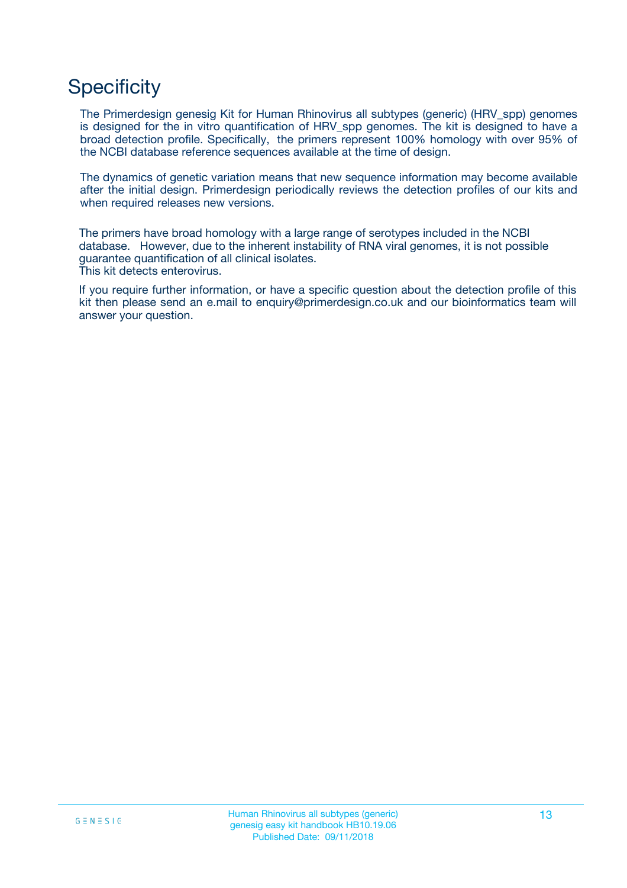# Specificity

The Primerdesign genesig Kit for Human Rhinovirus all subtypes (generic) (HRV_spp) genomes is designed for the in vitro quantification of HRV_spp genomes. The kit is designed to have a broad detection profile. Specifically, the primers represent 100% homology with over 95% of the NCBI database reference sequences available at the time of design.

The dynamics of genetic variation means that new sequence information may become available after the initial design. Primerdesign periodically reviews the detection profiles of our kits and when required releases new versions.

The primers have broad homology with a large range of serotypes included in the NCBI database. However, due to the inherent instability of RNA viral genomes, it is not possible guarantee quantification of all clinical isolates.
This kit detects enterovirus.

If you require further information, or have a specific question about the detection profile of this kit then please send an e.mail to enquiry@primerdesign.co.uk and our bioinformatics team will answer your question.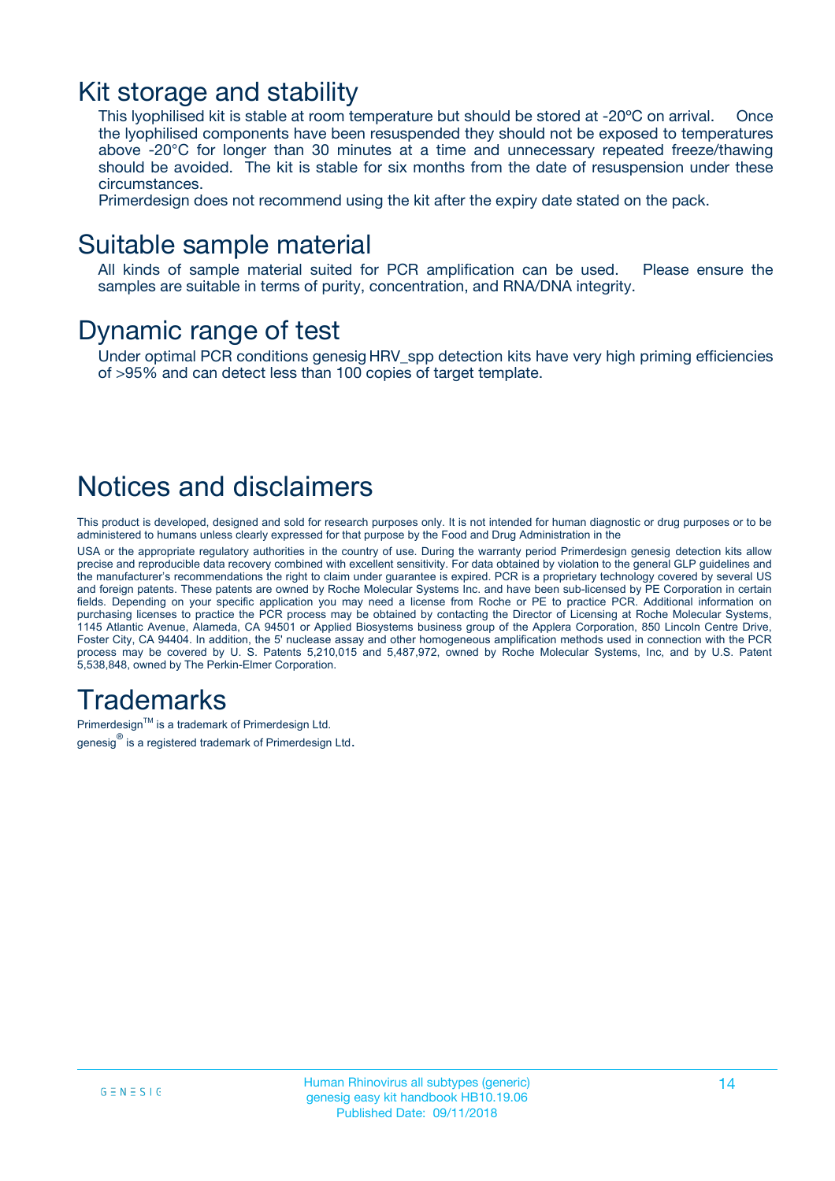## Kit storage and stability

This lyophilised kit is stable at room temperature but should be stored at -20ºC on arrival. Once the lyophilised components have been resuspended they should not be exposed to temperatures above -20°C for longer than 30 minutes at a time and unnecessary repeated freeze/thawing should be avoided. The kit is stable for six months from the date of resuspension under these circumstances.

Primerdesign does not recommend using the kit after the expiry date stated on the pack.

## Suitable sample material

All kinds of sample material suited for PCR amplification can be used. Please ensure the samples are suitable in terms of purity, concentration, and RNA/DNA integrity.

## Dynamic range of test

Under optimal PCR conditions genesig HRV_spp detection kits have very high priming efficiencies of >95% and can detect less than 100 copies of target template.

# Notices and disclaimers

This product is developed, designed and sold for research purposes only. It is not intended for human diagnostic or drug purposes or to be administered to humans unless clearly expressed for that purpose by the Food and Drug Administration in the

USA or the appropriate regulatory authorities in the country of use. During the warranty period Primerdesign genesig detection kits allow precise and reproducible data recovery combined with excellent sensitivity. For data obtained by violation to the general GLP guidelines and the manufacturer's recommendations the right to claim under guarantee is expired. PCR is a proprietary technology covered by several US and foreign patents. These patents are owned by Roche Molecular Systems Inc. and have been sub-licensed by PE Corporation in certain fields. Depending on your specific application you may need a license from Roche or PE to practice PCR. Additional information on purchasing licenses to practice the PCR process may be obtained by contacting the Director of Licensing at Roche Molecular Systems, 1145 Atlantic Avenue, Alameda, CA 94501 or Applied Biosystems business group of the Applera Corporation, 850 Lincoln Centre Drive, Foster City, CA 94404. In addition, the 5' nuclease assay and other homogeneous amplification methods used in connection with the PCR process may be covered by U. S. Patents 5,210,015 and 5,487,972, owned by Roche Molecular Systems, Inc, and by U.S. Patent 5,538,848, owned by The Perkin-Elmer Corporation.

# Trademarks

Primerdesign™ is a trademark of Primerdesign Ltd.

genesig® is a registered trademark of Primerdesign Ltd.